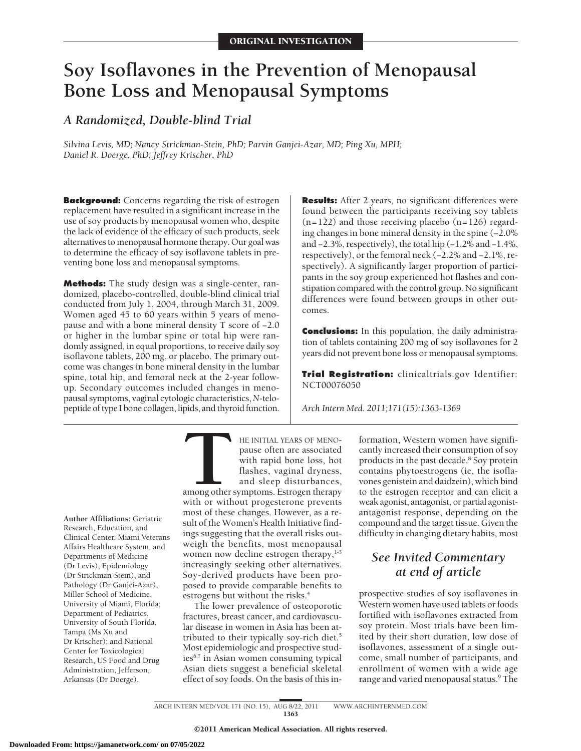ORIGINAL INVESTIGATION

# Soy Isoflavones in the Prevention of Menopausal Bone Loss and Menopausal Symptoms

## *A Randomized, Double-blind Trial*

*Silvina Levis, MD; Nancy Strickman-Stein, PhD; Parvin Ganjei-Azar, MD; Ping Xu, MPH; Daniel R. Doerge, PhD; Jeffrey Krischer, PhD*

**Background:** Concerns regarding the risk of estrogen replacement have resulted in a significant increase in the use of soy products by menopausal women who, despite the lack of evidence of the efficacy of such products, seek alternatives to menopausal hormone therapy. Our goal was to determine the efficacy of soy isoflavone tablets in preventing bone loss and menopausal symptoms.

**Methods:** The study design was a single-center, randomized, placebo-controlled, double-blind clinical trial conducted from July 1, 2004, through March 31, 2009. Women aged 45 to 60 years within 5 years of menopause and with a bone mineral density T score of –2.0 or higher in the lumbar spine or total hip were randomly assigned, in equal proportions, to receive daily soy isoflavone tablets, 200 mg, or placebo. The primary outcome was changes in bone mineral density in the lumbar spine, total hip, and femoral neck at the 2-year follow-up. Secondary outcomes included changes in menopausal symptoms, vaginal cytologic characteristics, *N*-telopeptide of type I bone collagen, lipids, and thyroid function.

**Results:** After 2 years, no significant differences were found between the participants receiving soy tablets (n=122) and those receiving placebo (n=126) regarding changes in bone mineral density in the spine (–2.0% and –2.3%, respectively), the total hip (–1.2% and –1.4%, respectively), or the femoral neck (–2.2% and –2.1%, respectively). A significantly larger proportion of participants in the soy group experienced hot flashes and constipation compared with the control group. No significant differences were found between groups in other outcomes.

**Conclusions:** In this population, the daily administration of tablets containing 200 mg of soy isoflavones for 2 years did not prevent bone loss or menopausal symptoms.

**Trial Registration:** clinicaltrials.gov Identifier: NCT00076050

*Arch Intern Med. 2011;171(15):1363-1369*

**Author Affiliations:** Geriatric Research, Education, and Clinical Center, Miami Veterans Affairs Healthcare System, and Departments of Medicine (Dr Levis), Epidemiology (Dr Strickman-Stein), and Pathology (Dr Ganjei-Azar), Miller School of Medicine, University of Miami, Florida; Department of Pediatrics, University of South Florida, Tampa (Ms Xu and Dr Krischer); and National Center for Toxicological Research, US Food and Drug Administration, Jefferson, Arkansas (Dr Doerge).

THE INITIAL YEARS OF MENOpause often are associated with rapid bone loss, hot flashes, vaginal dryness, and sleep disturbances, among other symptoms. Estrogen therapy with or without progesterone prevents most of these changes. However, as a result of the Women's Health Initiative findings suggesting that the overall risks outweigh the benefits, most menopausal women now decline estrogen therapy,[1-3] increasingly seeking other alternatives. Soy-derived products have been proposed to provide comparable benefits to estrogens but without the risks.[4]

The lower prevalence of osteoporotic fractures, breast cancer, and cardiovascular disease in women in Asia has been attributed to their typically soy-rich diet.[5] Most epidemiologic and prospective studies[6,7] in Asian women consuming typical Asian diets suggest a beneficial skeletal effect of soy foods. On the basis of this information, Western women have significantly increased their consumption of soy products in the past decade.[8] Soy protein contains phytoestrogens (ie, the isoflavones genistein and daidzein), which bind to the estrogen receptor and can elicit a weak agonist, antagonist, or partial agonist-antagonist response, depending on the compound and the target tissue. Given the difficulty in changing dietary habits, most

*See Invited Commentary at end of article*

prospective studies of soy isoflavones in Western women have used tablets or foods fortified with isoflavones extracted from soy protein. Most trials have been limited by their short duration, low dose of isoflavones, assessment of a single outcome, small number of participants, and enrollment of women with a wide age range and varied menopausal status.[9] The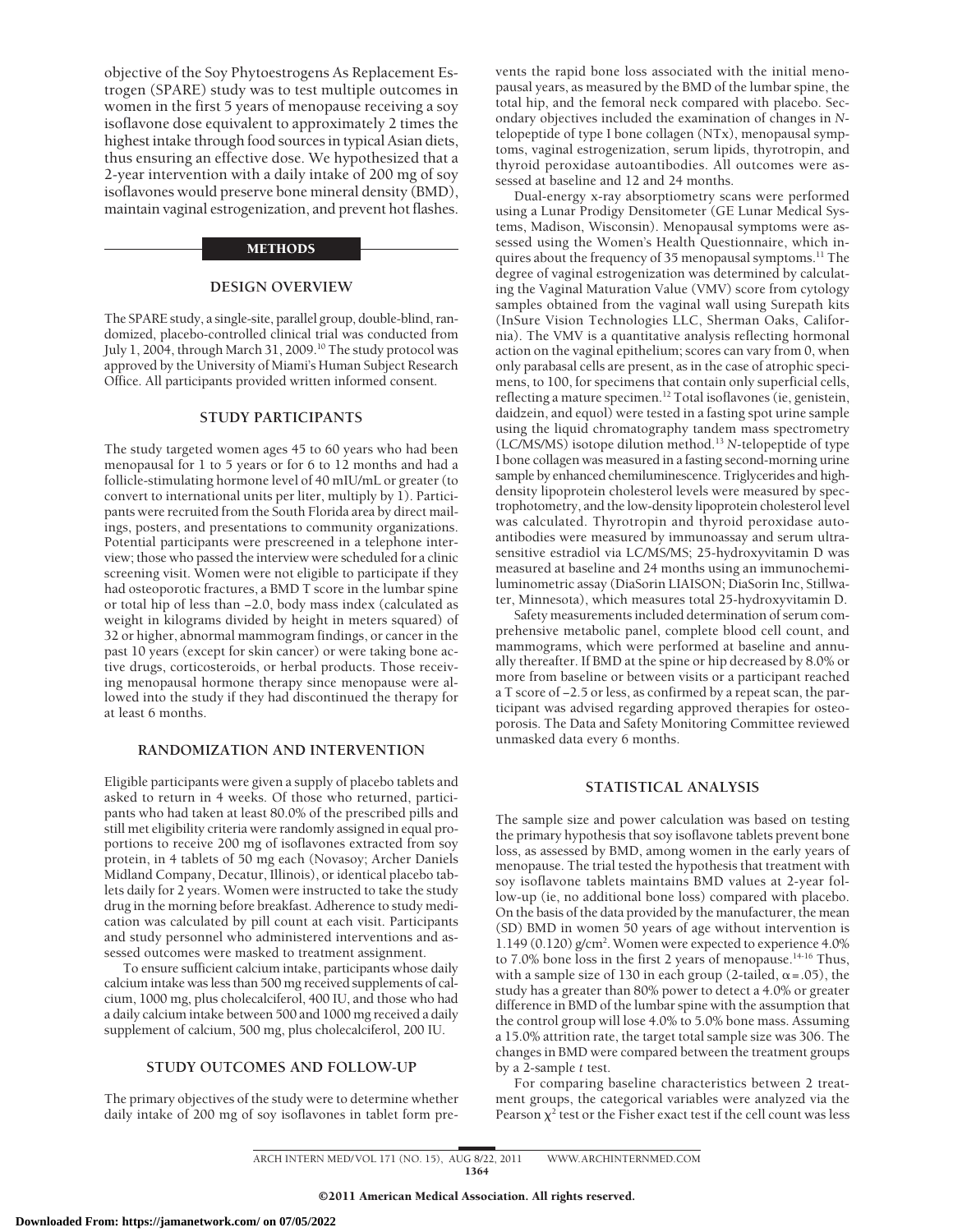objective of the Soy Phytoestrogens As Replacement Estrogen (SPARE) study was to test multiple outcomes in women in the first 5 years of menopause receiving a soy isoflavone dose equivalent to approximately 2 times the highest intake through food sources in typical Asian diets, thus ensuring an effective dose. We hypothesized that a 2-year intervention with a daily intake of 200 mg of soy isoflavones would preserve bone mineral density (BMD), maintain vaginal estrogenization, and prevent hot flashes.

## METHODS

### DESIGN OVERVIEW

The SPARE study, a single-site, parallel group, double-blind, randomized, placebo-controlled clinical trial was conducted from July 1, 2004, through March 31, 2009.[10] The study protocol was approved by the University of Miami's Human Subject Research Office. All participants provided written informed consent.

### STUDY PARTICIPANTS

The study targeted women ages 45 to 60 years who had been menopausal for 1 to 5 years or for 6 to 12 months and had a follicle-stimulating hormone level of 40 mIU/mL or greater (to convert to international units per liter, multiply by 1). Participants were recruited from the South Florida area by direct mailings, posters, and presentations to community organizations. Potential participants were prescreened in a telephone interview; those who passed the interview were scheduled for a clinic screening visit. Women were not eligible to participate if they had osteoporotic fractures, a BMD T score in the lumbar spine or total hip of less than −2.0, body mass index (calculated as weight in kilograms divided by height in meters squared) of 32 or higher, abnormal mammogram findings, or cancer in the past 10 years (except for skin cancer) or were taking bone active drugs, corticosteroids, or herbal products. Those receiving menopausal hormone therapy since menopause were allowed into the study if they had discontinued the therapy for at least 6 months.

### RANDOMIZATION AND INTERVENTION

Eligible participants were given a supply of placebo tablets and asked to return in 4 weeks. Of those who returned, participants who had taken at least 80.0% of the prescribed pills and still met eligibility criteria were randomly assigned in equal proportions to receive 200 mg of isoflavones extracted from soy protein, in 4 tablets of 50 mg each (Novasoy; Archer Daniels Midland Company, Decatur, Illinois), or identical placebo tablets daily for 2 years. Women were instructed to take the study drug in the morning before breakfast. Adherence to study medication was calculated by pill count at each visit. Participants and study personnel who administered interventions and assessed outcomes were masked to treatment assignment.

To ensure sufficient calcium intake, participants whose daily calcium intake was less than 500 mg received supplements of calcium, 1000 mg, plus cholecalciferol, 400 IU, and those who had a daily calcium intake between 500 and 1000 mg received a daily supplement of calcium, 500 mg, plus cholecalciferol, 200 IU.

### STUDY OUTCOMES AND FOLLOW-UP

The primary objectives of the study were to determine whether daily intake of 200 mg of soy isoflavones in tablet form prevents the rapid bone loss associated with the initial menopausal years, as measured by the BMD of the lumbar spine, the total hip, and the femoral neck compared with placebo. Secondary objectives included the examination of changes in *N*-telopeptide of type I bone collagen (NTx), menopausal symptoms, vaginal estrogenization, serum lipids, thyrotropin, and thyroid peroxidase autoantibodies. All outcomes were assessed at baseline and 12 and 24 months.

Dual-energy x-ray absorptiometry scans were performed using a Lunar Prodigy Densitometer (GE Lunar Medical Systems, Madison, Wisconsin). Menopausal symptoms were assessed using the Women's Health Questionnaire, which inquires about the frequency of 35 menopausal symptoms.[11] The degree of vaginal estrogenization was determined by calculating the Vaginal Maturation Value (VMV) score from cytology samples obtained from the vaginal wall using Surepath kits (InSure Vision Technologies LLC, Sherman Oaks, California). The VMV is a quantitative analysis reflecting hormonal action on the vaginal epithelium; scores can vary from 0, when only parabasal cells are present, as in the case of atrophic specimens, to 100, for specimens that contain only superficial cells, reflecting a mature specimen.[12] Total isoflavones (ie, genistein, daidzein, and equol) were tested in a fasting spot urine sample using the liquid chromatography tandem mass spectrometry (LC/MS/MS) isotope dilution method.[13] *N*-telopeptide of type I bone collagen was measured in a fasting second-morning urine sample by enhanced chemiluminescence. Triglycerides and high-density lipoprotein cholesterol levels were measured by spectrophotometry, and the low-density lipoprotein cholesterol level was calculated. Thyrotropin and thyroid peroxidase autoantibodies were measured by immunoassay and serum ultrasensitive estradiol via LC/MS/MS; 25-hydroxyvitamin D was measured at baseline and 24 months using an immunochemiluminometric assay (DiaSorin LIAISON; DiaSorin Inc, Stillwater, Minnesota), which measures total 25-hydroxyvitamin D.

Safety measurements included determination of serum comprehensive metabolic panel, complete blood cell count, and mammograms, which were performed at baseline and annually thereafter. If BMD at the spine or hip decreased by 8.0% or more from baseline or between visits or a participant reached a T score of −2.5 or less, as confirmed by a repeat scan, the participant was advised regarding approved therapies for osteoporosis. The Data and Safety Monitoring Committee reviewed unmasked data every 6 months.

### STATISTICAL ANALYSIS

The sample size and power calculation was based on testing the primary hypothesis that soy isoflavone tablets prevent bone loss, as assessed by BMD, among women in the early years of menopause. The trial tested the hypothesis that treatment with soy isoflavone tablets maintains BMD values at 2-year follow-up (ie, no additional bone loss) compared with placebo. On the basis of the data provided by the manufacturer, the mean (SD) BMD in women 50 years of age without intervention is 1.149 (0.120) g/cm$^2$. Women were expected to experience 4.0% to 7.0% bone loss in the first 2 years of menopause.[14-16] Thus, with a sample size of 130 in each group (2-tailed, $\alpha = .05$), the study has a greater than 80% power to detect a 4.0% or greater difference in BMD of the lumbar spine with the assumption that the control group will lose 4.0% to 5.0% bone mass. Assuming a 15.0% attrition rate, the target total sample size was 306. The changes in BMD were compared between the treatment groups by a 2-sample *t* test.

For comparing baseline characteristics between 2 treatment groups, the categorical variables were analyzed via the Pearson $\chi^2$ test or the Fisher exact test if the cell count was less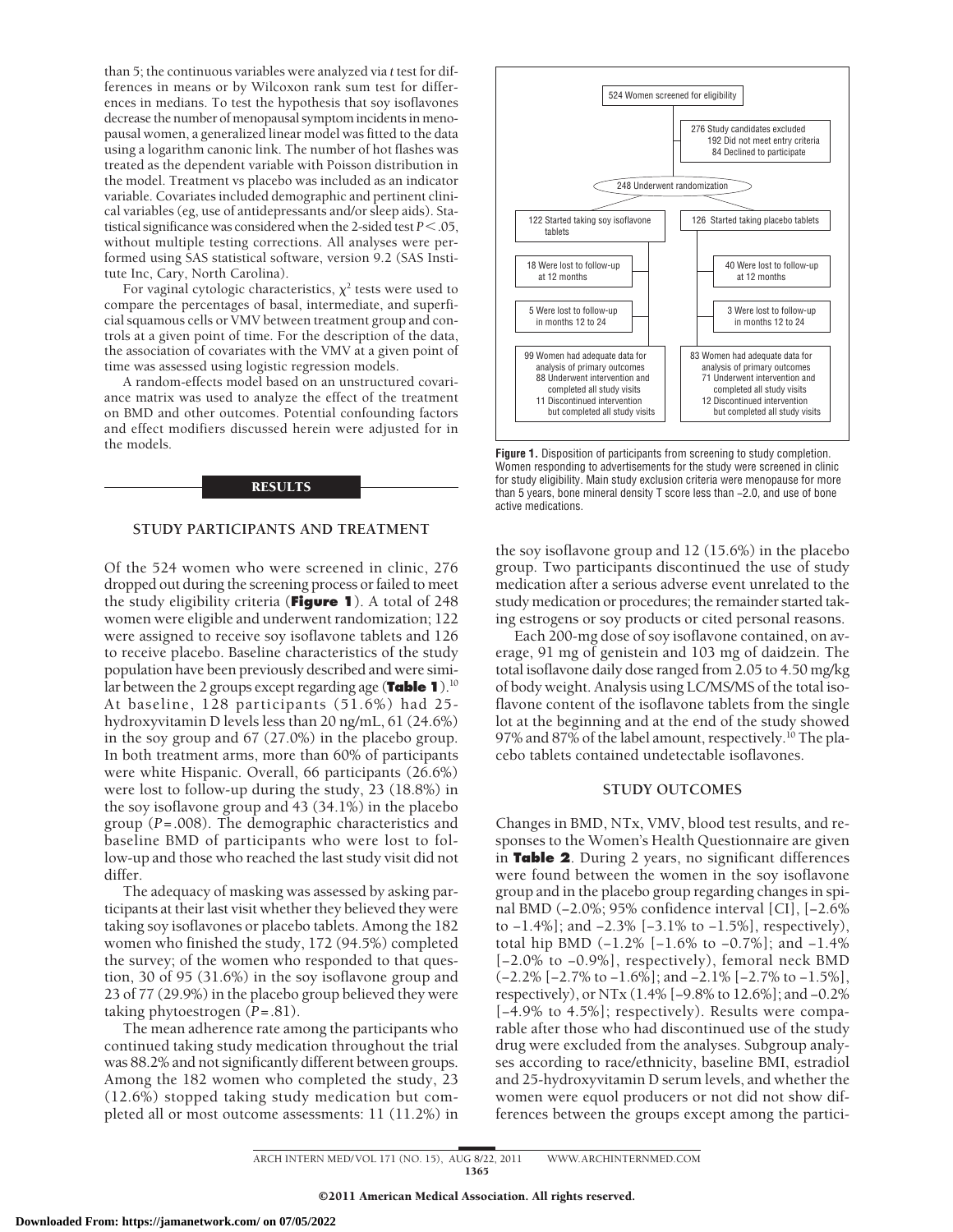than 5; the continuous variables were analyzed via *t* test for differences in means or by Wilcoxon rank sum test for differences in medians. To test the hypothesis that soy isoflavones decrease the number of menopausal symptom incidents in menopausal women, a generalized linear model was fitted to the data using a logarithm canonic link. The number of hot flashes was treated as the dependent variable with Poisson distribution in the model. Treatment vs placebo was included as an indicator variable. Covariates included demographic and pertinent clinical variables (eg, use of antidepressants and/or sleep aids). Statistical significance was considered when the 2-sided test $P < .05$, without multiple testing corrections. All analyses were performed using SAS statistical software, version 9.2 (SAS Institute Inc, Cary, North Carolina).

For vaginal cytologic characteristics, $\chi^2$ tests were used to compare the percentages of basal, intermediate, and superficial squamous cells or VMV between treatment group and controls at a given point of time. For the description of the data, the association of covariates with the VMV at a given point of time was assessed using logistic regression models.

A random-effects model based on an unstructured covariance matrix was used to analyze the effect of the treatment on BMD and other outcomes. Potential confounding factors and effect modifiers discussed herein were adjusted for in the models.

## RESULTS

### STUDY PARTICIPANTS AND TREATMENT

Of the 524 women who were screened in clinic, 276 dropped out during the screening process or failed to meet the study eligibility criteria (**Figure 1**). A total of 248 women were eligible and underwent randomization; 122 were assigned to receive soy isoflavone tablets and 126 to receive placebo. Baseline characteristics of the study population have been previously described and were similar between the 2 groups except regarding age (**Table 1**).[10] At baseline, 128 participants (51.6%) had 25-hydroxyvitamin D levels less than 20 ng/mL, 61 (24.6%) in the soy group and 67 (27.0%) in the placebo group. In both treatment arms, more than 60% of participants were white Hispanic. Overall, 66 participants (26.6%) were lost to follow-up during the study, 23 (18.8%) in the soy isoflavone group and 43 (34.1%) in the placebo group ($P = .008$). The demographic characteristics and baseline BMD of participants who were lost to follow-up and those who reached the last study visit did not differ.

The adequacy of masking was assessed by asking participants at their last visit whether they believed they were taking soy isoflavones or placebo tablets. Among the 182 women who finished the study, 172 (94.5%) completed the survey; of the women who responded to that question, 30 of 95 (31.6%) in the soy isoflavone group and 23 of 77 (29.9%) in the placebo group believed they were taking phytoestrogen ($P = .81$).

The mean adherence rate among the participants who continued taking study medication throughout the trial was 88.2% and not significantly different between groups. Among the 182 women who completed the study, 23 (12.6%) stopped taking study medication but completed all or most outcome assessments: 11 (11.2%) in the soy isoflavone group and 12 (15.6%) in the placebo group. Two participants discontinued the use of study medication after a serious adverse event unrelated to the study medication or procedures; the remainder started taking estrogens or soy products or cited personal reasons.

524 Women screened for eligibility
- 276 Study candidates excluded
  - 192 Did not meet entry criteria
  - 84 Declined to participate

248 Underwent randomization

| Soy isoflavone | Placebo |
|---|---|
| 122 Started taking soy isoflavone tablets | 126 Started taking placebo tablets |
| 18 Were lost to follow-up at 12 months | 40 Were lost to follow-up at 12 months |
| 5 Were lost to follow-up in months 12 to 24 | 3 Were lost to follow-up in months 12 to 24 |
| 99 Women had adequate data for analysis of primary outcomes; 88 Underwent intervention and completed all study visits; 11 Discontinued intervention but completed all study visits | 83 Women had adequate data for analysis of primary outcomes; 71 Underwent intervention and completed all study visits; 12 Discontinued intervention but completed all study visits |

**Figure 1.** Disposition of participants from screening to study completion. Women responding to advertisements for the study were screened in clinic for study eligibility. Main study exclusion criteria were menopause for more than 5 years, bone mineral density T score less than –2.0, and use of bone active medications.

Each 200-mg dose of soy isoflavone contained, on average, 91 mg of genistein and 103 mg of daidzein. The total isoflavone daily dose ranged from 2.05 to 4.50 mg/kg of body weight. Analysis using LC/MS/MS of the total isoflavone content of the isoflavone tablets from the single lot at the beginning and at the end of the study showed 97% and 87% of the label amount, respectively.[10] The placebo tablets contained undetectable isoflavones.

### STUDY OUTCOMES

Changes in BMD, NTx, VMV, blood test results, and responses to the Women's Health Questionnaire are given in **Table 2**. During 2 years, no significant differences were found between the women in the soy isoflavone group and in the placebo group regarding changes in spinal BMD (–2.0%; 95% confidence interval [CI], [–2.6% to –1.4%]; and –2.3% [–3.1% to –1.5%], respectively), total hip BMD (–1.2% [–1.6% to –0.7%]; and –1.4% [–2.0% to –0.9%], respectively), femoral neck BMD (–2.2% [–2.7% to –1.6%]; and –2.1% [–2.7% to –1.5%], respectively), or NTx (1.4% [–9.8% to 12.6%]; and –0.2% [–4.9% to 4.5%]; respectively). Results were comparable after those who had discontinued use of the study drug were excluded from the analyses. Subgroup analyses according to race/ethnicity, baseline BMI, estradiol and 25-hydroxyvitamin D serum levels, and whether the women were equol producers or not did not show differences between the groups except among the partici-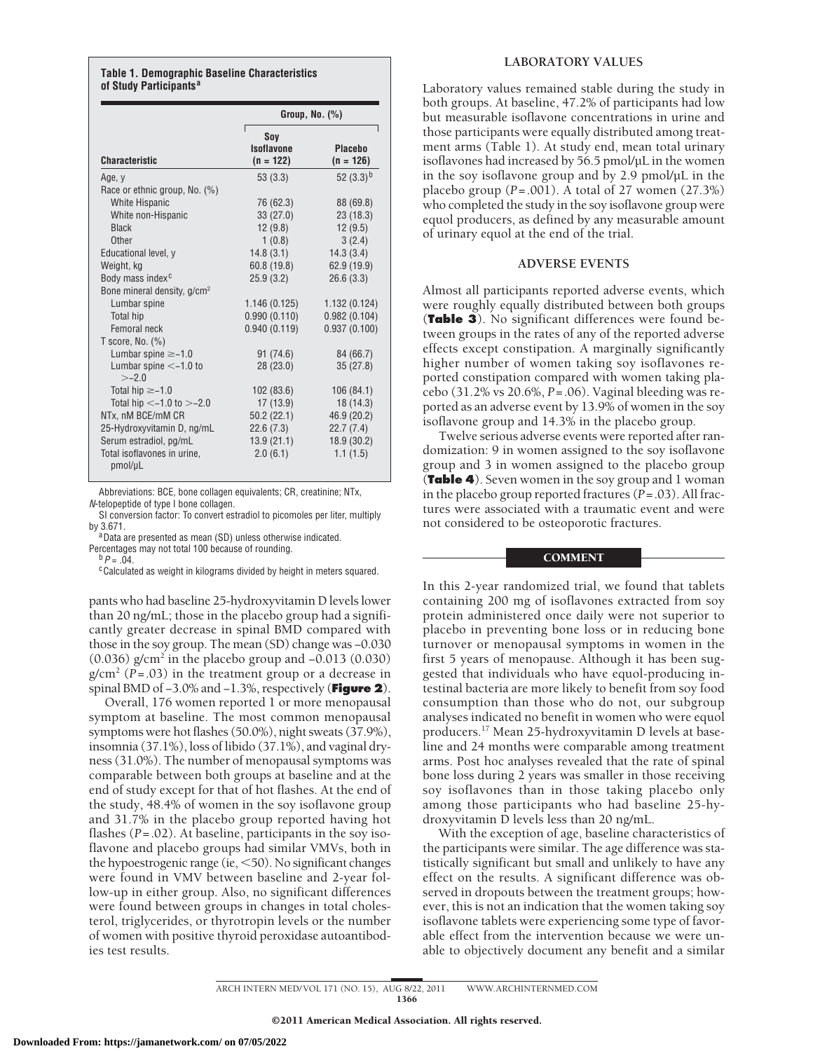**Table 1. Demographic Baseline Characteristics of Study Participants[a]**

| Characteristic | Group, No. (%) | |
|---|---|---|
| | Soy Isoflavone (n = 122) | Placebo (n = 126) |
| Age, y | 53 (3.3) | 52 (3.3)[b] |
| Race or ethnic group, No. (%) | | |
| White Hispanic | 76 (62.3) | 88 (69.8) |
| White non-Hispanic | 33 (27.0) | 23 (18.3) |
| Black | 12 (9.8) | 12 (9.5) |
| Other | 1 (0.8) | 3 (2.4) |
| Educational level, y | 14.8 (3.1) | 14.3 (3.4) |
| Weight, kg | 60.8 (19.8) | 62.9 (19.9) |
| Body mass index[c] | 25.9 (3.2) | 26.6 (3.3) |
| Bone mineral density, g/cm² | | |
| Lumbar spine | 1.146 (0.125) | 1.132 (0.124) |
| Total hip | 0.990 (0.110) | 0.982 (0.104) |
| Femoral neck | 0.940 (0.119) | 0.937 (0.100) |
| T score, No. (%) | | |
| Lumbar spine ≥−1.0 | 91 (74.6) | 84 (66.7) |
| Lumbar spine <−1.0 to >−2.0 | 28 (23.0) | 35 (27.8) |
| Total hip ≥−1.0 | 102 (83.6) | 106 (84.1) |
| Total hip <−1.0 to >−2.0 | 17 (13.9) | 18 (14.3) |
| NTx, nM BCE/mM CR | 50.2 (22.1) | 46.9 (20.2) |
| 25-Hydroxyvitamin D, ng/mL | 22.6 (7.3) | 22.7 (7.4) |
| Serum estradiol, pg/mL | 13.9 (21.1) | 18.9 (30.2) |
| Total isoflavones in urine, pmol/μL | 2.0 (6.1) | 1.1 (1.5) |

Abbreviations: BCE, bone collagen equivalents; CR, creatinine; NTx, *N*-telopeptide of type I bone collagen.

SI conversion factor: To convert estradiol to picomoles per liter, multiply by 3.671.

[a] Data are presented as mean (SD) unless otherwise indicated. Percentages may not total 100 because of rounding.

[b] $P = .04$.

[c] Calculated as weight in kilograms divided by height in meters squared.

pants who had baseline 25-hydroxyvitamin D levels lower than 20 ng/mL; those in the placebo group had a significantly greater decrease in spinal BMD compared with those in the soy group. The mean (SD) change was −0.030 (0.036) g/cm² in the placebo group and −0.013 (0.030) g/cm² ($P = .03$) in the treatment group or a decrease in spinal BMD of −3.0% and −1.3%, respectively (**Figure 2**).

Overall, 176 women reported 1 or more menopausal symptom at baseline. The most common menopausal symptoms were hot flashes (50.0%), night sweats (37.9%), insomnia (37.1%), loss of libido (37.1%), and vaginal dryness (31.0%). The number of menopausal symptoms was comparable between both groups at baseline and at the end of study except for that of hot flashes. At the end of the study, 48.4% of women in the soy isoflavone group and 31.7% in the placebo group reported having hot flashes ($P = .02$). At baseline, participants in the soy isoflavone and placebo groups had similar VMVs, both in the hypoestrogenic range (ie, <50). No significant changes were found in VMV between baseline and 2-year follow-up in either group. Also, no significant differences were found between groups in changes in total cholesterol, triglycerides, or thyrotropin levels or the number of women with positive thyroid peroxidase autoantibodies test results.

## LABORATORY VALUES

Laboratory values remained stable during the study in both groups. At baseline, 47.2% of participants had low but measurable isoflavone concentrations in urine and those participants were equally distributed among treatment arms (Table 1). At study end, mean total urinary isoflavones had increased by 56.5 pmol/μL in the women in the soy isoflavone group and by 2.9 pmol/μL in the placebo group ($P = .001$). A total of 27 women (27.3%) who completed the study in the soy isoflavone group were equol producers, as defined by any measurable amount of urinary equol at the end of the trial.

## ADVERSE EVENTS

Almost all participants reported adverse events, which were roughly equally distributed between both groups (**Table 3**). No significant differences were found between groups in the rates of any of the reported adverse effects except constipation. A marginally significantly higher number of women taking soy isoflavones reported constipation compared with women taking placebo (31.2% vs 20.6%, $P = .06$). Vaginal bleeding was reported as an adverse event by 13.9% of women in the soy isoflavone group and 14.3% in the placebo group.

Twelve serious adverse events were reported after randomization: 9 in women assigned to the soy isoflavone group and 3 in women assigned to the placebo group (**Table 4**). Seven women in the soy group and 1 woman in the placebo group reported fractures ($P = .03$). All fractures were associated with a traumatic event and were not considered to be osteoporotic fractures.

## COMMENT

In this 2-year randomized trial, we found that tablets containing 200 mg of isoflavones extracted from soy protein administered once daily were not superior to placebo in preventing bone loss or in reducing bone turnover or menopausal symptoms in women in the first 5 years of menopause. Although it has been suggested that individuals who have equol-producing intestinal bacteria are more likely to benefit from soy food consumption than those who do not, our subgroup analyses indicated no benefit in women who were equol producers.[17] Mean 25-hydroxyvitamin D levels at baseline and 24 months were comparable among treatment arms. Post hoc analyses revealed that the rate of spinal bone loss during 2 years was smaller in those receiving soy isoflavones than in those taking placebo only among those participants who had baseline 25-hydroxyvitamin D levels less than 20 ng/mL.

With the exception of age, baseline characteristics of the participants were similar. The age difference was statistically significant but small and unlikely to have any effect on the results. A significant difference was observed in dropouts between the treatment groups; however, this is not an indication that the women taking soy isoflavone tablets were experiencing some type of favorable effect from the intervention because we were unable to objectively document any benefit and a similar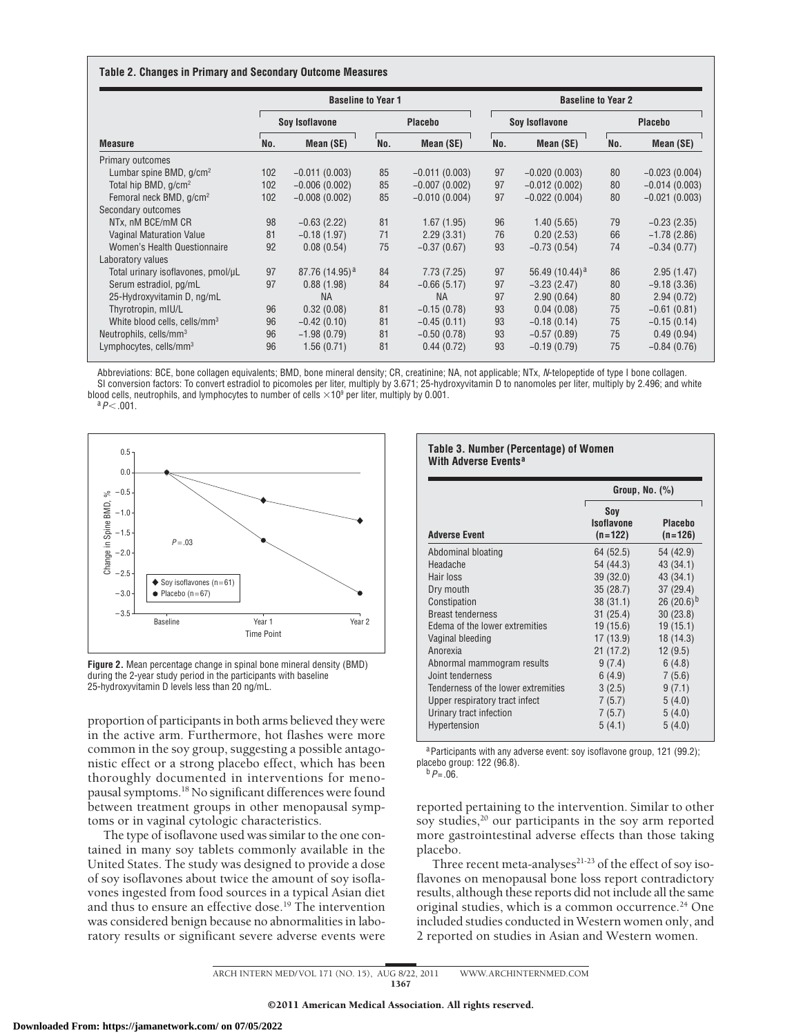**Table 2. Changes in Primary and Secondary Outcome Measures**

| | Baseline to Year 1 | | | | Baseline to Year 2 | | | |
|---|---|---|---|---|---|---|---|---|
| | Soy Isoflavone | | Placebo | | Soy Isoflavone | | Placebo | |
| **Measure** | **No.** | **Mean (SE)** | **No.** | **Mean (SE)** | **No.** | **Mean (SE)** | **No.** | **Mean (SE)** |
| Primary outcomes | | | | | | | | |
| Lumbar spine BMD, g/cm² | 102 | −0.011 (0.003) | 85 | −0.011 (0.003) | 97 | −0.020 (0.003) | 80 | −0.023 (0.004) |
| Total hip BMD, g/cm² | 102 | −0.006 (0.002) | 85 | −0.007 (0.002) | 97 | −0.012 (0.002) | 80 | −0.014 (0.003) |
| Femoral neck BMD, g/cm² | 102 | −0.008 (0.002) | 85 | −0.010 (0.004) | 97 | −0.022 (0.004) | 80 | −0.021 (0.003) |
| Secondary outcomes | | | | | | | | |
| NTx, nM BCE/mM CR | 98 | −0.63 (2.22) | 81 | 1.67 (1.95) | 96 | 1.40 (5.65) | 79 | −0.23 (2.35) |
| Vaginal Maturation Value | 81 | −0.18 (1.97) | 71 | 2.29 (3.31) | 76 | 0.20 (2.53) | 66 | −1.78 (2.86) |
| Women's Health Questionnaire | 92 | 0.08 (0.54) | 75 | −0.37 (0.67) | 93 | −0.73 (0.54) | 74 | −0.34 (0.77) |
| Laboratory values | | | | | | | | |
| Total urinary isoflavones, pmol/μL | 97 | 87.76 (14.95)[a] | 84 | 7.73 (7.25) | 97 | 56.49 (10.44)[a] | 86 | 2.95 (1.47) |
| Serum estradiol, pg/mL | 97 | 0.88 (1.98) | 84 | −0.66 (5.17) | 97 | −3.23 (2.47) | 80 | −9.18 (3.36) |
| 25-Hydroxyvitamin D, ng/mL | | NA | | NA | 97 | 2.90 (0.64) | 80 | 2.94 (0.72) |
| Thyrotropin, mIU/L | 96 | 0.32 (0.08) | 81 | −0.15 (0.78) | 93 | 0.04 (0.08) | 75 | −0.61 (0.81) |
| White blood cells, cells/mm³ | 96 | −0.42 (0.10) | 81 | −0.45 (0.11) | 93 | −0.18 (0.14) | 75 | −0.15 (0.14) |
| Neutrophils, cells/mm³ | 96 | −1.98 (0.79) | 81 | −0.50 (0.78) | 93 | −0.57 (0.89) | 75 | 0.49 (0.94) |
| Lymphocytes, cells/mm³ | 96 | 1.56 (0.71) | 81 | 0.44 (0.72) | 93 | −0.19 (0.79) | 75 | −0.84 (0.76) |

Abbreviations: BCE, bone collagen equivalents; BMD, bone mineral density; CR, creatinine; NA, not applicable; NTx, *N*-telopeptide of type I bone collagen.
SI conversion factors: To convert estradiol to picomoles per liter, multiply by 3.671; 25-hydroxyvitamin D to nanomoles per liter, multiply by 2.496; and white blood cells, neutrophils, and lymphocytes to number of cells $\times 10^9$ per liter, multiply by 0.001.
[a] $P < .001$.

**Figure 2.** Mean percentage change in spinal bone mineral density (BMD) during the 2-year study period in the participants with baseline 25-hydroxyvitamin D levels less than 20 ng/mL.

proportion of participants in both arms believed they were in the active arm. Furthermore, hot flashes were more common in the soy group, suggesting a possible antagonistic effect or a strong placebo effect, which has been thoroughly documented in interventions for menopausal symptoms.[18] No significant differences were found between treatment groups in other menopausal symptoms or in vaginal cytologic characteristics.

The type of isoflavone used was similar to the one contained in many soy tablets commonly available in the United States. The study was designed to provide a dose of soy isoflavones about twice the amount of soy isoflavones ingested from food sources in a typical Asian diet and thus to ensure an effective dose.[19] The intervention was considered benign because no abnormalities in laboratory results or significant severe adverse events were reported pertaining to the intervention. Similar to other soy studies,[20] our participants in the soy arm reported more gastrointestinal adverse effects than those taking placebo.

Three recent meta-analyses[21-23] of the effect of soy isoflavones on menopausal bone loss report contradictory results, although these reports did not include all the same original studies, which is a common occurrence.[24] One included studies conducted in Western women only, and 2 reported on studies in Asian and Western women.

**Table 3. Number (Percentage) of Women With Adverse Events[a]**

| | Group, No. (%) | |
|---|---|---|
| **Adverse Event** | **Soy Isoflavone (n=122)** | **Placebo (n=126)** |
| Abdominal bloating | 64 (52.5) | 54 (42.9) |
| Headache | 54 (44.3) | 43 (34.1) |
| Hair loss | 39 (32.0) | 43 (34.1) |
| Dry mouth | 35 (28.7) | 37 (29.4) |
| Constipation | 38 (31.1) | 26 (20.6)[b] |
| Breast tenderness | 31 (25.4) | 30 (23.8) |
| Edema of the lower extremities | 19 (15.6) | 19 (15.1) |
| Vaginal bleeding | 17 (13.9) | 18 (14.3) |
| Anorexia | 21 (17.2) | 12 (9.5) |
| Abnormal mammogram results | 9 (7.4) | 6 (4.8) |
| Joint tenderness | 6 (4.9) | 7 (5.6) |
| Tenderness of the lower extremities | 3 (2.5) | 9 (7.1) |
| Upper respiratory tract infect | 7 (5.7) | 5 (4.0) |
| Urinary tract infection | 7 (5.7) | 5 (4.0) |
| Hypertension | 5 (4.1) | 5 (4.0) |

[a] Participants with any adverse event: soy isoflavone group, 121 (99.2); placebo group: 122 (96.8).
[b] $P = .06$.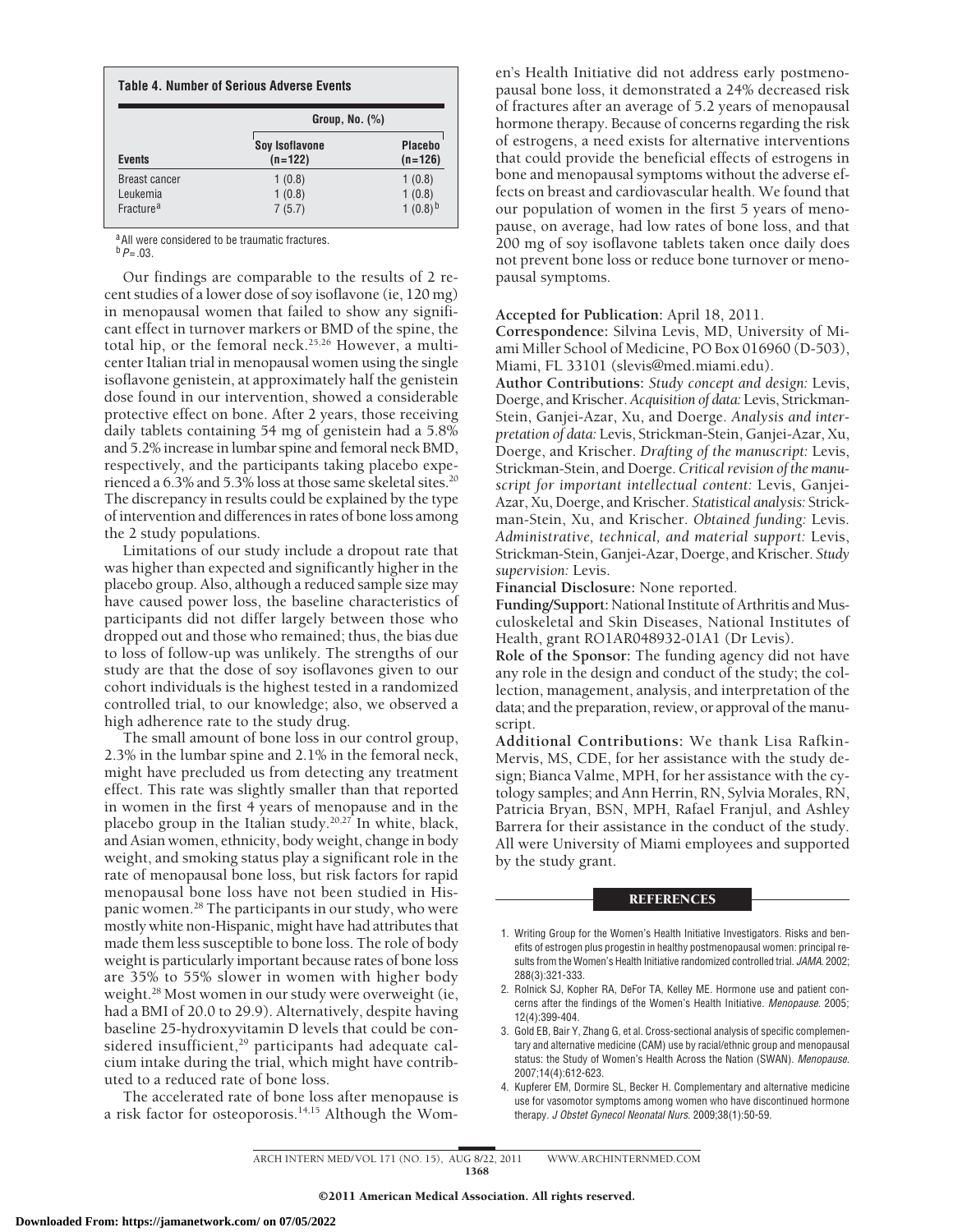**Table 4. Number of Serious Adverse Events**

| | Group, No. (%) | |
|---|---|---|
| Events | Soy Isoflavone (n=122) | Placebo (n=126) |
| Breast cancer | 1 (0.8) | 1 (0.8) |
| Leukemia | 1 (0.8) | 1 (0.8) |
| Fracture[a] | 7 (5.7) | 1 (0.8)[b] |

[a] All were considered to be traumatic fractures.
[b] $P = .03$.

Our findings are comparable to the results of 2 recent studies of a lower dose of soy isoflavone (ie, 120 mg) in menopausal women that failed to show any significant effect in turnover markers or BMD of the spine, the total hip, or the femoral neck.[25,26] However, a multicenter Italian trial in menopausal women using the single isoflavone genistein, at approximately half the genistein dose found in our intervention, showed a considerable protective effect on bone. After 2 years, those receiving daily tablets containing 54 mg of genistein had a 5.8% and 5.2% increase in lumbar spine and femoral neck BMD, respectively, and the participants taking placebo experienced a 6.3% and 5.3% loss at those same skeletal sites.[20] The discrepancy in results could be explained by the type of intervention and differences in rates of bone loss among the 2 study populations.

Limitations of our study include a dropout rate that was higher than expected and significantly higher in the placebo group. Also, although a reduced sample size may have caused power loss, the baseline characteristics of participants did not differ largely between those who dropped out and those who remained; thus, the bias due to loss of follow-up was unlikely. The strengths of our study are that the dose of soy isoflavones given to our cohort individuals is the highest tested in a randomized controlled trial, to our knowledge; also, we observed a high adherence rate to the study drug.

The small amount of bone loss in our control group, 2.3% in the lumbar spine and 2.1% in the femoral neck, might have precluded us from detecting any treatment effect. This rate was slightly smaller than that reported in women in the first 4 years of menopause and in the placebo group in the Italian study.[20,27] In white, black, and Asian women, ethnicity, body weight, change in body weight, and smoking status play a significant role in the rate of menopausal bone loss, but risk factors for rapid menopausal bone loss have not been studied in Hispanic women.[28] The participants in our study, who were mostly white non-Hispanic, might have had attributes that made them less susceptible to bone loss. The role of body weight is particularly important because rates of bone loss are 35% to 55% slower in women with higher body weight.[28] Most women in our study were overweight (ie, had a BMI of 20.0 to 29.9). Alternatively, despite having baseline 25-hydroxyvitamin D levels that could be considered insufficient,[29] participants had adequate calcium intake during the trial, which might have contributed to a reduced rate of bone loss.

The accelerated rate of bone loss after menopause is a risk factor for osteoporosis.[14,15] Although the Women's Health Initiative did not address early postmenopausal bone loss, it demonstrated a 24% decreased risk of fractures after an average of 5.2 years of menopausal hormone therapy. Because of concerns regarding the risk of estrogens, a need exists for alternative interventions that could provide the beneficial effects of estrogens in bone and menopausal symptoms without the adverse effects on breast and cardiovascular health. We found that our population of women in the first 5 years of menopause, on average, had low rates of bone loss, and that 200 mg of soy isoflavone tablets taken once daily does not prevent bone loss or reduce bone turnover or menopausal symptoms.

**Accepted for Publication:** April 18, 2011.

**Correspondence:** Silvina Levis, MD, University of Miami Miller School of Medicine, PO Box 016960 (D-503), Miami, FL 33101 (slevis@med.miami.edu).

**Author Contributions:** *Study concept and design:* Levis, Doerge, and Krischer. *Acquisition of data:* Levis, Strickman-Stein, Ganjei-Azar, Xu, and Doerge. *Analysis and interpretation of data:* Levis, Strickman-Stein, Ganjei-Azar, Xu, Doerge, and Krischer. *Drafting of the manuscript:* Levis, Strickman-Stein, and Doerge. *Critical revision of the manuscript for important intellectual content:* Levis, Ganjei-Azar, Xu, Doerge, and Krischer. *Statistical analysis:* Strickman-Stein, Xu, and Krischer. *Obtained funding:* Levis. *Administrative, technical, and material support:* Levis, Strickman-Stein, Ganjei-Azar, Doerge, and Krischer. *Study supervision:* Levis.

**Financial Disclosure:** None reported.

**Funding/Support:** National Institute of Arthritis and Musculoskeletal and Skin Diseases, National Institutes of Health, grant RO1AR048932-01A1 (Dr Levis).

**Role of the Sponsor:** The funding agency did not have any role in the design and conduct of the study; the collection, management, analysis, and interpretation of the data; and the preparation, review, or approval of the manuscript.

**Additional Contributions:** We thank Lisa Rafkin-Mervis, MS, CDE, for her assistance with the study design; Bianca Valme, MPH, for her assistance with the cytology samples; and Ann Herrin, RN, Sylvia Morales, RN, Patricia Bryan, BSN, MPH, Rafael Franjul, and Ashley Barrera for their assistance in the conduct of the study. All were University of Miami employees and supported by the study grant.

## REFERENCES

1. Writing Group for the Women's Health Initiative Investigators. Risks and benefits of estrogen plus progestin in healthy postmenopausal women: principal results from the Women's Health Initiative randomized controlled trial. *JAMA*. 2002; 288(3):321-333.
2. Rolnick SJ, Kopher RA, DeFor TA, Kelley ME. Hormone use and patient concerns after the findings of the Women's Health Initiative. *Menopause*. 2005; 12(4):399-404.
3. Gold EB, Bair Y, Zhang G, et al. Cross-sectional analysis of specific complementary and alternative medicine (CAM) use by racial/ethnic group and menopausal status: the Study of Women's Health Across the Nation (SWAN). *Menopause*. 2007;14(4):612-623.
4. Kupferer EM, Dormire SL, Becker H. Complementary and alternative medicine use for vasomotor symptoms among women who have discontinued hormone therapy. *J Obstet Gynecol Neonatal Nurs*. 2009;38(1):50-59.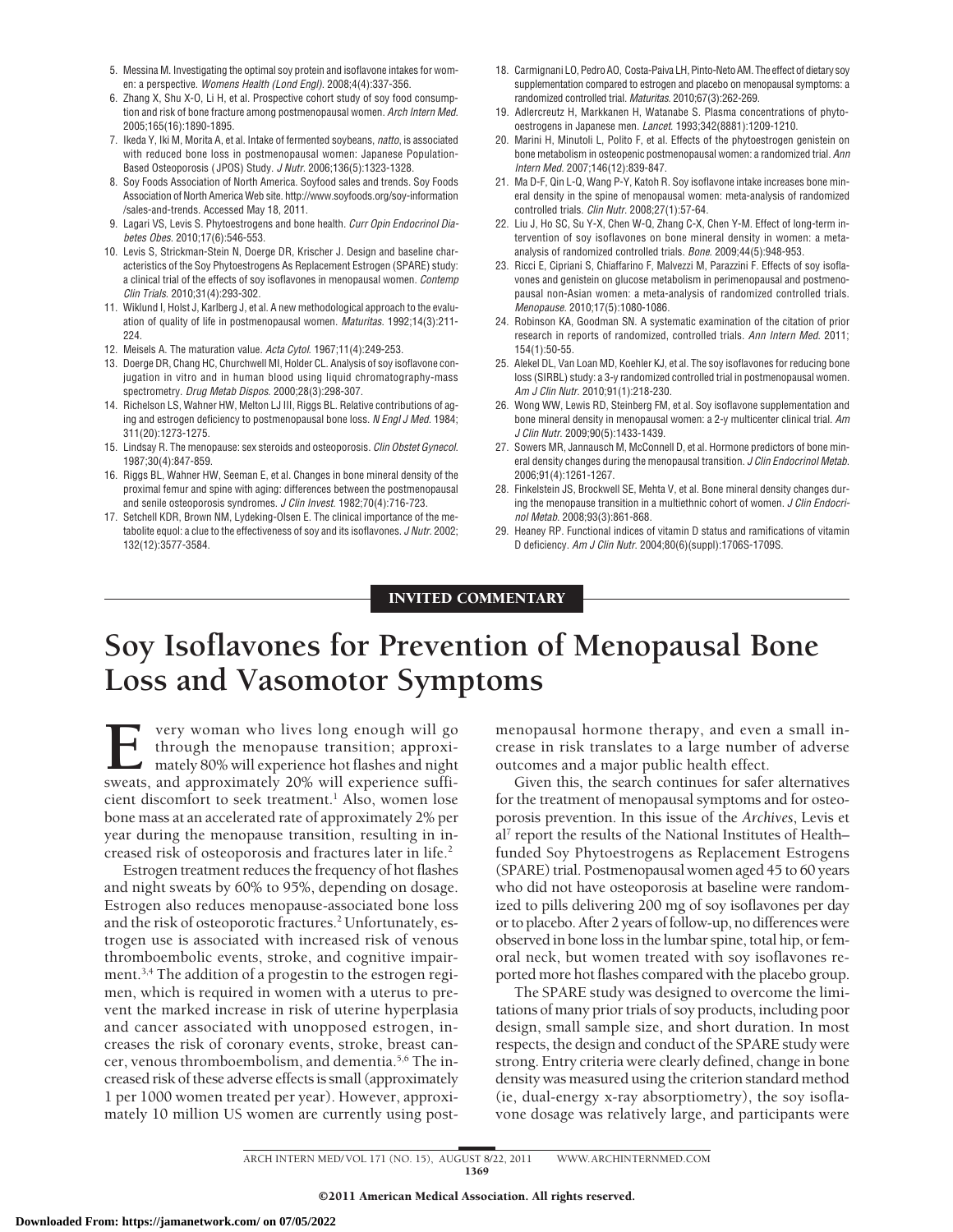5. Messina M. Investigating the optimal soy protein and isoflavone intakes for women: a perspective. *Womens Health (Lond Engl)*. 2008;4(4):337-356.
6. Zhang X, Shu X-O, Li H, et al. Prospective cohort study of soy food consumption and risk of bone fracture among postmenopausal women. *Arch Intern Med*. 2005;165(16):1890-1895.
7. Ikeda Y, Iki M, Morita A, et al. Intake of fermented soybeans, *natto*, is associated with reduced bone loss in postmenopausal women: Japanese Population-Based Osteoporosis (JPOS) Study. *J Nutr*. 2006;136(5):1323-1328.
8. Soy Foods Association of North America. Soyfood sales and trends. Soy Foods Association of North America Web site. http://www.soyfoods.org/soy-information/sales-and-trends. Accessed May 18, 2011.
9. Lagari VS, Levis S. Phytoestrogens and bone health. *Curr Opin Endocrinol Diabetes Obes*. 2010;17(6):546-553.
10. Levis S, Strickman-Stein N, Doerge DR, Krischer J. Design and baseline characteristics of the Soy Phytoestrogens As Replacement Estrogen (SPARE) study: a clinical trial of the effects of soy isoflavones in menopausal women. *Contemp Clin Trials*. 2010;31(4):293-302.
11. Wiklund I, Holst J, Karlberg J, et al. A new methodological approach to the evaluation of quality of life in postmenopausal women. *Maturitas*. 1992;14(3):211-224.
12. Meisels A. The maturation value. *Acta Cytol*. 1967;11(4):249-253.
13. Doerge DR, Chang HC, Churchwell MI, Holder CL. Analysis of soy isoflavone conjugation in vitro and in human blood using liquid chromatography-mass spectrometry. *Drug Metab Dispos*. 2000;28(3):298-307.
14. Richelson LS, Wahner HW, Melton LJ III, Riggs BL. Relative contributions of aging and estrogen deficiency to postmenopausal bone loss. *N Engl J Med*. 1984;311(20):1273-1275.
15. Lindsay R. The menopause: sex steroids and osteoporosis. *Clin Obstet Gynecol*. 1987;30(4):847-859.
16. Riggs BL, Wahner HW, Seeman E, et al. Changes in bone mineral density of the proximal femur and spine with aging: differences between the postmenopausal and senile osteoporosis syndromes. *J Clin Invest*. 1982;70(4):716-723.
17. Setchell KDR, Brown NM, Lydeking-Olsen E. The clinical importance of the metabolite equol: a clue to the effectiveness of soy and its isoflavones. *J Nutr*. 2002;132(12):3577-3584.
18. Carmignani LO, Pedro AO, Costa-Paiva LH, Pinto-Neto AM. The effect of dietary soy supplementation compared to estrogen and placebo on menopausal symptoms: a randomized controlled trial. *Maturitas*. 2010;67(3):262-269.
19. Adlercreutz H, Markkanen H, Watanabe S. Plasma concentrations of phytooestrogens in Japanese men. *Lancet*. 1993;342(8881):1209-1210.
20. Marini H, Minutoli L, Polito F, et al. Effects of the phytoestrogen genistein on bone metabolism in osteopenic postmenopausal women: a randomized trial. *Ann Intern Med*. 2007;146(12):839-847.
21. Ma D-F, Qin L-Q, Wang P-Y, Katoh R. Soy isoflavone intake increases bone mineral density in the spine of menopausal women: meta-analysis of randomized controlled trials. *Clin Nutr*. 2008;27(1):57-64.
22. Liu J, Ho SC, Su Y-X, Chen W-Q, Zhang C-X, Chen Y-M. Effect of long-term intervention of soy isoflavones on bone mineral density in women: a meta-analysis of randomized controlled trials. *Bone*. 2009;44(5):948-953.
23. Ricci E, Cipriani S, Chiaffarino F, Malvezzi M, Parazzini F. Effects of soy isoflavones and genistein on glucose metabolism in perimenopausal and postmenopausal non-Asian women: a meta-analysis of randomized controlled trials. *Menopause*. 2010;17(5):1080-1086.
24. Robinson KA, Goodman SN. A systematic examination of the citation of prior research in reports of randomized, controlled trials. *Ann Intern Med*. 2011;154(1):50-55.
25. Alekel DL, Van Loan MD, Koehler KJ, et al. The soy isoflavones for reducing bone loss (SIRBL) study: a 3-y randomized controlled trial in postmenopausal women. *Am J Clin Nutr*. 2010;91(1):218-230.
26. Wong WW, Lewis RD, Steinberg FM, et al. Soy isoflavone supplementation and bone mineral density in menopausal women: a 2-y multicenter clinical trial. *Am J Clin Nutr*. 2009;90(5):1433-1439.
27. Sowers MR, Jannausch M, McConnell D, et al. Hormone predictors of bone mineral density changes during the menopausal transition. *J Clin Endocrinol Metab*. 2006;91(4):1261-1267.
28. Finkelstein JS, Brockwell SE, Mehta V, et al. Bone mineral density changes during the menopause transition in a multiethnic cohort of women. *J Clin Endocrinol Metab*. 2008;93(3):861-868.
29. Heaney RP. Functional indices of vitamin D status and ramifications of vitamin D deficiency. *Am J Clin Nutr*. 2004;80(6)(suppl):1706S-1709S.

**INVITED COMMENTARY**

# Soy Isoflavones for Prevention of Menopausal Bone Loss and Vasomotor Symptoms

Every woman who lives long enough will go through the menopause transition; approximately 80% will experience hot flashes and night sweats, and approximately 20% will experience sufficient discomfort to seek treatment.[1] Also, women lose bone mass at an accelerated rate of approximately 2% per year during the menopause transition, resulting in increased risk of osteoporosis and fractures later in life.[2]

Estrogen treatment reduces the frequency of hot flashes and night sweats by 60% to 95%, depending on dosage. Estrogen also reduces menopause-associated bone loss and the risk of osteoporotic fractures.[2] Unfortunately, estrogen use is associated with increased risk of venous thromboembolic events, stroke, and cognitive impairment.[3,4] The addition of a progestin to the estrogen regimen, which is required in women with a uterus to prevent the marked increase in risk of uterine hyperplasia and cancer associated with unopposed estrogen, increases the risk of coronary events, stroke, breast cancer, venous thromboembolism, and dementia.[5,6] The increased risk of these adverse effects is small (approximately 1 per 1000 women treated per year). However, approximately 10 million US women are currently using postmenopausal hormone therapy, and even a small increase in risk translates to a large number of adverse outcomes and a major public health effect.

Given this, the search continues for safer alternatives for the treatment of menopausal symptoms and for osteoporosis prevention. In this issue of the *Archives*, Levis et al[7] report the results of the National Institutes of Health–funded Soy Phytoestrogens as Replacement Estrogens (SPARE) trial. Postmenopausal women aged 45 to 60 years who did not have osteoporosis at baseline were randomized to pills delivering 200 mg of soy isoflavones per day or to placebo. After 2 years of follow-up, no differences were observed in bone loss in the lumbar spine, total hip, or femoral neck, but women treated with soy isoflavones reported more hot flashes compared with the placebo group.

The SPARE study was designed to overcome the limitations of many prior trials of soy products, including poor design, small sample size, and short duration. In most respects, the design and conduct of the SPARE study were strong. Entry criteria were clearly defined, change in bone density was measured using the criterion standard method (ie, dual-energy x-ray absorptiometry), the soy isoflavone dosage was relatively large, and participants were